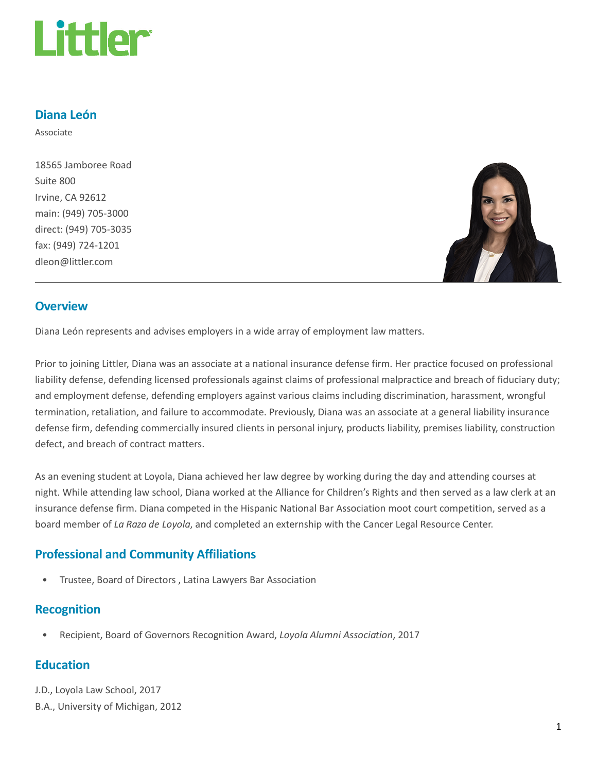# Littler

## Diana León

Associate

18565 Jamboree Road
Suite 800
Irvine, CA 92612
main: (949) 705-3000
direct: (949) 705-3035
fax: (949) 724-1201
dleon@littler.com

## Overview

Diana León represents and advises employers in a wide array of employment law matters.

Prior to joining Littler, Diana was an associate at a national insurance defense firm. Her practice focused on professional liability defense, defending licensed professionals against claims of professional malpractice and breach of fiduciary duty; and employment defense, defending employers against various claims including discrimination, harassment, wrongful termination, retaliation, and failure to accommodate. Previously, Diana was an associate at a general liability insurance defense firm, defending commercially insured clients in personal injury, products liability, premises liability, construction defect, and breach of contract matters.

As an evening student at Loyola, Diana achieved her law degree by working during the day and attending courses at night. While attending law school, Diana worked at the Alliance for Children's Rights and then served as a law clerk at an insurance defense firm. Diana competed in the Hispanic National Bar Association moot court competition, served as a board member of *La Raza de Loyola*, and completed an externship with the Cancer Legal Resource Center.

## Professional and Community Affiliations

- Trustee, Board of Directors , Latina Lawyers Bar Association

## Recognition

- Recipient, Board of Governors Recognition Award, *Loyola Alumni Association*, 2017

## Education

J.D., Loyola Law School, 2017
B.A., University of Michigan, 2012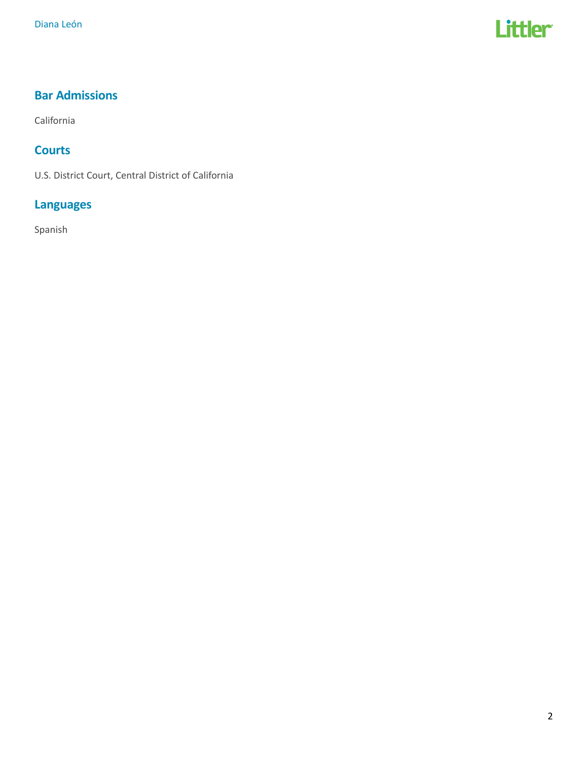## Bar Admissions

California

## Courts

U.S. District Court, Central District of California

## Languages

Spanish